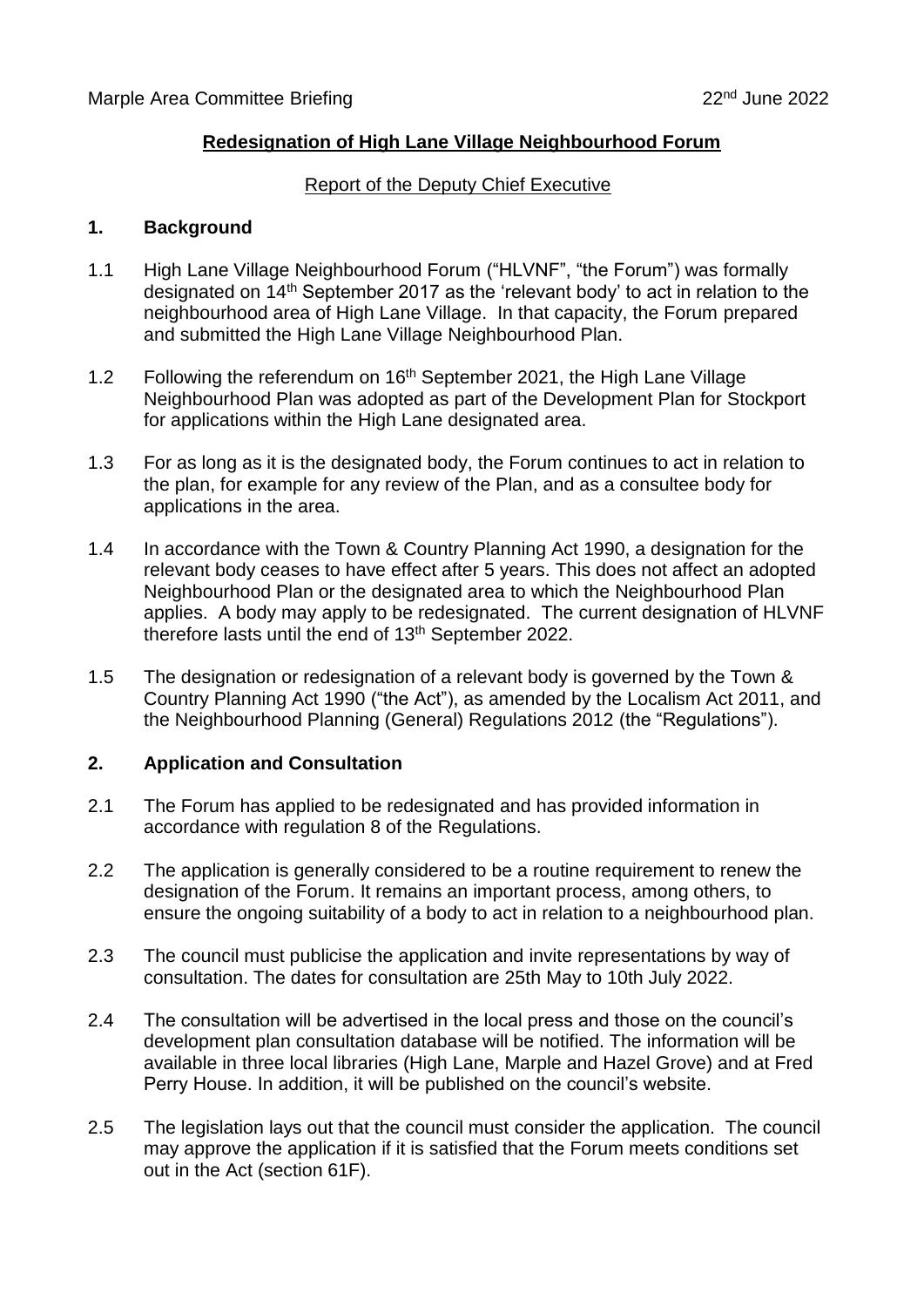Marple Area Committee Briefing 22nd June 2022

**Redesignation of High Lane Village Neighbourhood Forum**

Report of the Deputy Chief Executive

## 1. Background

1.1 High Lane Village Neighbourhood Forum ("HLVNF", "the Forum") was formally designated on 14th September 2017 as the 'relevant body' to act in relation to the neighbourhood area of High Lane Village. In that capacity, the Forum prepared and submitted the High Lane Village Neighbourhood Plan.

1.2 Following the referendum on 16th September 2021, the High Lane Village Neighbourhood Plan was adopted as part of the Development Plan for Stockport for applications within the High Lane designated area.

1.3 For as long as it is the designated body, the Forum continues to act in relation to the plan, for example for any review of the Plan, and as a consultee body for applications in the area.

1.4 In accordance with the Town & Country Planning Act 1990, a designation for the relevant body ceases to have effect after 5 years. This does not affect an adopted Neighbourhood Plan or the designated area to which the Neighbourhood Plan applies. A body may apply to be redesignated. The current designation of HLVNF therefore lasts until the end of 13th September 2022.

1.5 The designation or redesignation of a relevant body is governed by the Town & Country Planning Act 1990 ("the Act"), as amended by the Localism Act 2011, and the Neighbourhood Planning (General) Regulations 2012 (the "Regulations").

## 2. Application and Consultation

2.1 The Forum has applied to be redesignated and has provided information in accordance with regulation 8 of the Regulations.

2.2 The application is generally considered to be a routine requirement to renew the designation of the Forum. It remains an important process, among others, to ensure the ongoing suitability of a body to act in relation to a neighbourhood plan.

2.3 The council must publicise the application and invite representations by way of consultation. The dates for consultation are 25th May to 10th July 2022.

2.4 The consultation will be advertised in the local press and those on the council's development plan consultation database will be notified. The information will be available in three local libraries (High Lane, Marple and Hazel Grove) and at Fred Perry House. In addition, it will be published on the council's website.

2.5 The legislation lays out that the council must consider the application. The council may approve the application if it is satisfied that the Forum meets conditions set out in the Act (section 61F).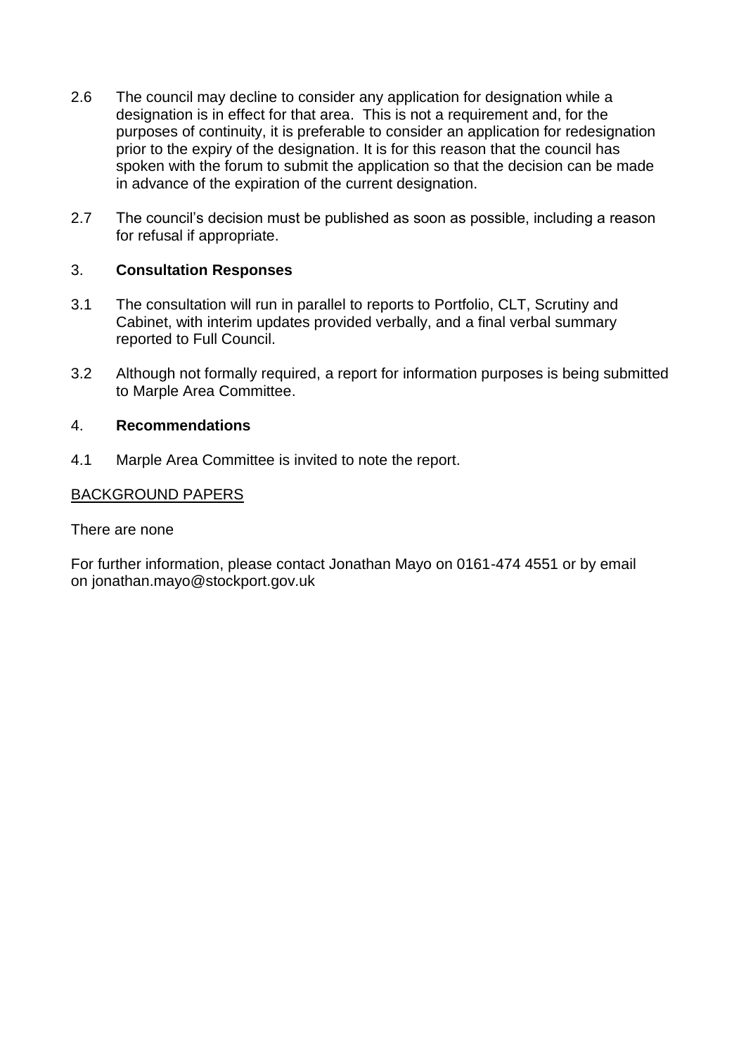2.6 The council may decline to consider any application for designation while a designation is in effect for that area. This is not a requirement and, for the purposes of continuity, it is preferable to consider an application for redesignation prior to the expiry of the designation. It is for this reason that the council has spoken with the forum to submit the application so that the decision can be made in advance of the expiration of the current designation.

2.7 The council's decision must be published as soon as possible, including a reason for refusal if appropriate.

## 3. **Consultation Responses**

3.1 The consultation will run in parallel to reports to Portfolio, CLT, Scrutiny and Cabinet, with interim updates provided verbally, and a final verbal summary reported to Full Council.

3.2 Although not formally required, a report for information purposes is being submitted to Marple Area Committee.

## 4. **Recommendations**

4.1 Marple Area Committee is invited to note the report.

BACKGROUND PAPERS

There are none

For further information, please contact Jonathan Mayo on 0161-474 4551 or by email on jonathan.mayo@stockport.gov.uk